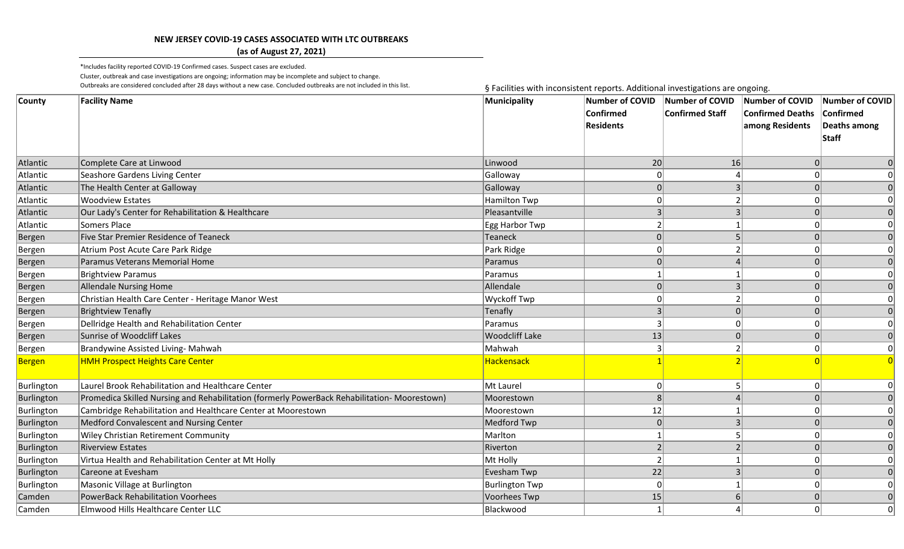**NEW JERSEY COVID-19 CASES ASSOCIATED WITH LTC OUTBREAKS**

**(as of August 27, 2021)**

*Includes facility reported COVID-19 Confirmed cases. Suspect cases are excluded.

Cluster, outbreak and case investigations are ongoing; information may be incomplete and subject to change.

Outbreaks are considered concluded after 28 days without a new case. Concluded outbreaks are not included in this list.

§ Facilities with inconsistent reports. Additional investigations are ongoing.

| County | Facility Name | Municipality | Number of COVID Confirmed Residents | Number of COVID Confirmed Staff | Number of COVID Confirmed Deaths among Residents | Number of COVID Confirmed Deaths among Staff |
|---|---|---|---|---|---|---|
| Atlantic | Complete Care at Linwood | Linwood | 20 | 16 | 0 | 0 |
| Atlantic | Seashore Gardens Living Center | Galloway | 0 | 4 | 0 | 0 |
| Atlantic | The Health Center at Galloway | Galloway | 0 | 3 | 0 | 0 |
| Atlantic | Woodview Estates | Hamilton Twp | 0 | 2 | 0 | 0 |
| Atlantic | Our Lady's Center for Rehabilitation & Healthcare | Pleasantville | 3 | 3 | 0 | 0 |
| Atlantic | Somers Place | Egg Harbor Twp | 2 | 1 | 0 | 0 |
| Bergen | Five Star Premier Residence of Teaneck | Teaneck | 0 | 5 | 0 | 0 |
| Bergen | Atrium Post Acute Care Park Ridge | Park Ridge | 0 | 2 | 0 | 0 |
| Bergen | Paramus Veterans Memorial Home | Paramus | 0 | 4 | 0 | 0 |
| Bergen | Brightview Paramus | Paramus | 1 | 1 | 0 | 0 |
| Bergen | Allendale Nursing Home | Allendale | 0 | 3 | 0 | 0 |
| Bergen | Christian Health Care Center - Heritage Manor West | Wyckoff Twp | 0 | 2 | 0 | 0 |
| Bergen | Brightview Tenafly | Tenafly | 3 | 0 | 0 | 0 |
| Bergen | Dellridge Health and Rehabilitation Center | Paramus | 3 | 0 | 0 | 0 |
| Bergen | Sunrise of Woodcliff Lakes | Woodcliff Lake | 13 | 0 | 0 | 0 |
| Bergen | Brandywine Assisted Living- Mahwah | Mahwah | 3 | 2 | 0 | 0 |
| Bergen | HMH Prospect Heights Care Center | Hackensack | 1 | 2 | 0 | 0 |
| Burlington | Laurel Brook Rehabilitation and Healthcare Center | Mt Laurel | 0 | 5 | 0 | 0 |
| Burlington | Promedica Skilled Nursing and Rehabilitation (formerly PowerBack Rehabilitation- Moorestown) | Moorestown | 8 | 4 | 0 | 0 |
| Burlington | Cambridge Rehabilitation and Healthcare Center at Moorestown | Moorestown | 12 | 1 | 0 | 0 |
| Burlington | Medford Convalescent and Nursing Center | Medford Twp | 0 | 3 | 0 | 0 |
| Burlington | Wiley Christian Retirement Community | Marlton | 1 | 5 | 0 | 0 |
| Burlington | Riverview Estates | Riverton | 2 | 2 | 0 | 0 |
| Burlington | Virtua Health and Rehabilitation Center at Mt Holly | Mt Holly | 2 | 1 | 0 | 0 |
| Burlington | Careone at Evesham | Evesham Twp | 22 | 3 | 0 | 0 |
| Burlington | Masonic Village at Burlington | Burlington Twp | 0 | 1 | 0 | 0 |
| Camden | PowerBack Rehabilitation Voorhees | Voorhees Twp | 15 | 6 | 0 | 0 |
| Camden | Elmwood Hills Healthcare Center LLC | Blackwood | 1 | 4 | 0 | 0 |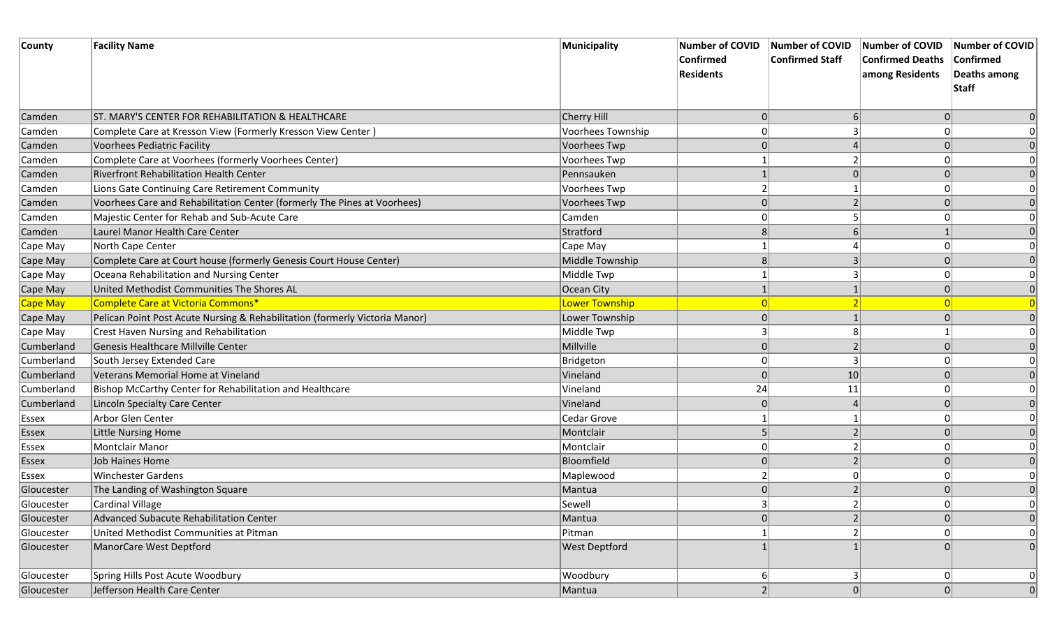| County | Facility Name | Municipality | Number of COVID Confirmed Residents | Number of COVID Confirmed Staff | Number of COVID Confirmed Deaths among Residents | Number of COVID Confirmed Deaths among Staff |
|---|---|---|---|---|---|---|
| Camden | ST. MARY'S CENTER FOR REHABILITATION & HEALTHCARE | Cherry Hill | 0 | 6 | 0 | 0 |
| Camden | Complete Care at Kresson View (Formerly Kresson View Center ) | Voorhees Township | 0 | 3 | 0 | 0 |
| Camden | Voorhees Pediatric Facility | Voorhees Twp | 0 | 4 | 0 | 0 |
| Camden | Complete Care at Voorhees (formerly Voorhees Center) | Voorhees Twp | 1 | 2 | 0 | 0 |
| Camden | Riverfront Rehabilitation Health Center | Pennsauken | 1 | 0 | 0 | 0 |
| Camden | Lions Gate Continuing Care Retirement Community | Voorhees Twp | 2 | 1 | 0 | 0 |
| Camden | Voorhees Care and Rehabilitation Center (formerly The Pines at Voorhees) | Voorhees Twp | 0 | 2 | 0 | 0 |
| Camden | Majestic Center for Rehab and Sub-Acute Care | Camden | 0 | 5 | 0 | 0 |
| Camden | Laurel Manor Health Care Center | Stratford | 8 | 6 | 1 | 0 |
| Cape May | North Cape Center | Cape May | 1 | 4 | 0 | 0 |
| Cape May | Complete Care at Court house (formerly Genesis Court House Center) | Middle Township | 8 | 3 | 0 | 0 |
| Cape May | Oceana Rehabilitation and Nursing Center | Middle Twp | 1 | 3 | 0 | 0 |
| Cape May | United Methodist Communities The Shores AL | Ocean City | 1 | 1 | 0 | 0 |
| Cape May | Complete Care at Victoria Commons* | Lower Township | 0 | 2 | 0 | 0 |
| Cape May | Pelican Point Post Acute Nursing & Rehabilitation (formerly Victoria Manor) | Lower Township | 0 | 1 | 0 | 0 |
| Cape May | Crest Haven Nursing and Rehabilitation | Middle Twp | 3 | 8 | 1 | 0 |
| Cumberland | Genesis Healthcare Millville Center | Millville | 0 | 2 | 0 | 0 |
| Cumberland | South Jersey Extended Care | Bridgeton | 0 | 3 | 0 | 0 |
| Cumberland | Veterans Memorial Home at Vineland | Vineland | 0 | 10 | 0 | 0 |
| Cumberland | Bishop McCarthy Center for Rehabilitation and Healthcare | Vineland | 24 | 11 | 0 | 0 |
| Cumberland | Lincoln Specialty Care Center | Vineland | 0 | 4 | 0 | 0 |
| Essex | Arbor Glen Center | Cedar Grove | 1 | 1 | 0 | 0 |
| Essex | Little Nursing Home | Montclair | 5 | 2 | 0 | 0 |
| Essex | Montclair Manor | Montclair | 0 | 2 | 0 | 0 |
| Essex | Job Haines Home | Bloomfield | 0 | 2 | 0 | 0 |
| Essex | Winchester Gardens | Maplewood | 2 | 0 | 0 | 0 |
| Gloucester | The Landing of Washington Square | Mantua | 0 | 2 | 0 | 0 |
| Gloucester | Cardinal Village | Sewell | 3 | 2 | 0 | 0 |
| Gloucester | Advanced Subacute Rehabilitation Center | Mantua | 0 | 2 | 0 | 0 |
| Gloucester | United Methodist Communities at Pitman | Pitman | 1 | 2 | 0 | 0 |
| Gloucester | ManorCare West Deptford | West Deptford | 1 | 1 | 0 | 0 |
| Gloucester | Spring Hills Post Acute Woodbury | Woodbury | 6 | 3 | 0 | 0 |
| Gloucester | Jefferson Health Care Center | Mantua | 2 | 0 | 0 | 0 |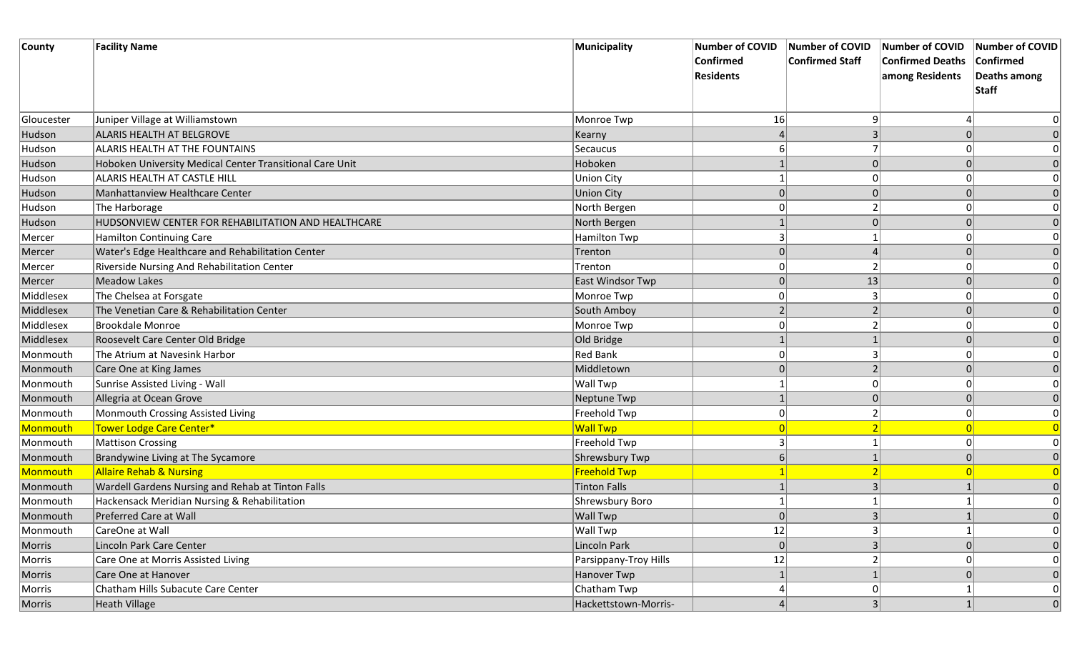| County | Facility Name | Municipality | Number of COVID Confirmed Residents | Number of COVID Confirmed Staff | Number of COVID Confirmed Deaths among Residents | Number of COVID Confirmed Deaths among Staff |
| --- | --- | --- | --- | --- | --- | --- |
| Gloucester | Juniper Village at Williamstown | Monroe Twp | 16 | 9 | 4 | 0 |
| Hudson | ALARIS HEALTH AT BELGROVE | Kearny | 4 | 3 | 0 | 0 |
| Hudson | ALARIS HEALTH AT THE FOUNTAINS | Secaucus | 6 | 7 | 0 | 0 |
| Hudson | Hoboken University Medical Center Transitional Care Unit | Hoboken | 1 | 0 | 0 | 0 |
| Hudson | ALARIS HEALTH AT CASTLE HILL | Union City | 1 | 0 | 0 | 0 |
| Hudson | Manhattanview Healthcare Center | Union City | 0 | 0 | 0 | 0 |
| Hudson | The Harborage | North Bergen | 0 | 2 | 0 | 0 |
| Hudson | HUDSONVIEW CENTER FOR REHABILITATION AND HEALTHCARE | North Bergen | 1 | 0 | 0 | 0 |
| Mercer | Hamilton Continuing Care | Hamilton Twp | 3 | 1 | 0 | 0 |
| Mercer | Water's Edge Healthcare and Rehabilitation Center | Trenton | 0 | 4 | 0 | 0 |
| Mercer | Riverside Nursing And Rehabilitation Center | Trenton | 0 | 2 | 0 | 0 |
| Mercer | Meadow Lakes | East Windsor Twp | 0 | 13 | 0 | 0 |
| Middlesex | The Chelsea at Forsgate | Monroe Twp | 0 | 3 | 0 | 0 |
| Middlesex | The Venetian Care & Rehabilitation Center | South Amboy | 2 | 2 | 0 | 0 |
| Middlesex | Brookdale Monroe | Monroe Twp | 0 | 2 | 0 | 0 |
| Middlesex | Roosevelt Care Center Old Bridge | Old Bridge | 1 | 1 | 0 | 0 |
| Monmouth | The Atrium at Navesink Harbor | Red Bank | 0 | 3 | 0 | 0 |
| Monmouth | Care One at King James | Middletown | 0 | 2 | 0 | 0 |
| Monmouth | Sunrise Assisted Living - Wall | Wall Twp | 1 | 0 | 0 | 0 |
| Monmouth | Allegria at Ocean Grove | Neptune Twp | 1 | 0 | 0 | 0 |
| Monmouth | Monmouth Crossing Assisted Living | Freehold Twp | 0 | 2 | 0 | 0 |
| Monmouth | Tower Lodge Care Center* | Wall Twp | 0 | 2 | 0 | 0 |
| Monmouth | Mattison Crossing | Freehold Twp | 3 | 1 | 0 | 0 |
| Monmouth | Brandywine Living at The Sycamore | Shrewsbury Twp | 6 | 1 | 0 | 0 |
| Monmouth | Allaire Rehab & Nursing | Freehold Twp | 1 | 2 | 0 | 0 |
| Monmouth | Wardell Gardens Nursing and Rehab at Tinton Falls | Tinton Falls | 1 | 3 | 1 | 0 |
| Monmouth | Hackensack Meridian Nursing & Rehabilitation | Shrewsbury Boro | 1 | 1 | 1 | 0 |
| Monmouth | Preferred Care at Wall | Wall Twp | 0 | 3 | 1 | 0 |
| Monmouth | CareOne at Wall | Wall Twp | 12 | 3 | 1 | 0 |
| Morris | Lincoln Park Care Center | Lincoln Park | 0 | 3 | 0 | 0 |
| Morris | Care One at Morris Assisted Living | Parsippany-Troy Hills | 12 | 2 | 0 | 0 |
| Morris | Care One at Hanover | Hanover Twp | 1 | 1 | 0 | 0 |
| Morris | Chatham Hills Subacute Care Center | Chatham Twp | 4 | 0 | 1 | 0 |
| Morris | Heath Village | Hackettstown-Morris- | 4 | 3 | 1 | 0 |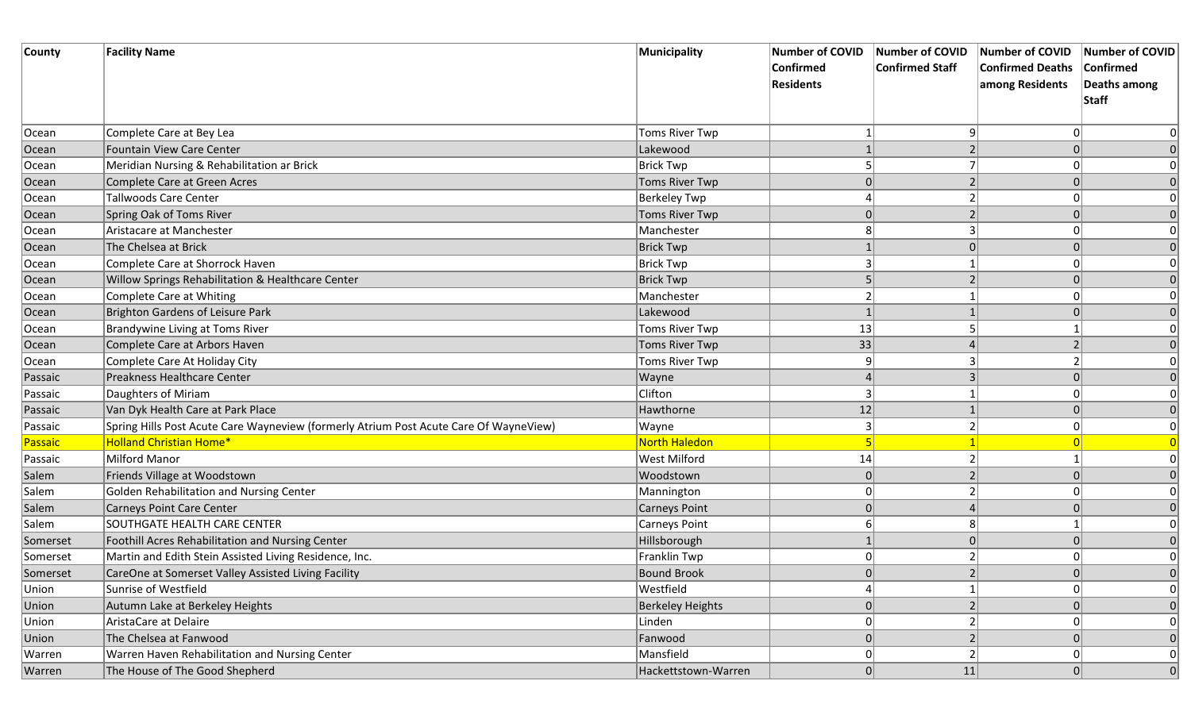| County | Facility Name | Municipality | Number of COVID Confirmed Residents | Number of COVID Confirmed Staff | Number of COVID Confirmed Deaths among Residents | Number of COVID Confirmed Deaths among Staff |
|---|---|---|---|---|---|---|
| Ocean | Complete Care at Bey Lea | Toms River Twp | 1 | 9 | 0 | 0 |
| Ocean | Fountain View Care Center | Lakewood | 1 | 2 | 0 | 0 |
| Ocean | Meridian Nursing & Rehabilitation ar Brick | Brick Twp | 5 | 7 | 0 | 0 |
| Ocean | Complete Care at Green Acres | Toms River Twp | 0 | 2 | 0 | 0 |
| Ocean | Tallwoods Care Center | Berkeley Twp | 4 | 2 | 0 | 0 |
| Ocean | Spring Oak of Toms River | Toms River Twp | 0 | 2 | 0 | 0 |
| Ocean | Aristacare at Manchester | Manchester | 8 | 3 | 0 | 0 |
| Ocean | The Chelsea at Brick | Brick Twp | 1 | 0 | 0 | 0 |
| Ocean | Complete Care at Shorrock Haven | Brick Twp | 3 | 1 | 0 | 0 |
| Ocean | Willow Springs Rehabilitation & Healthcare Center | Brick Twp | 5 | 2 | 0 | 0 |
| Ocean | Complete Care at Whiting | Manchester | 2 | 1 | 0 | 0 |
| Ocean | Brighton Gardens of Leisure Park | Lakewood | 1 | 1 | 0 | 0 |
| Ocean | Brandywine Living at Toms River | Toms River Twp | 13 | 5 | 1 | 0 |
| Ocean | Complete Care at Arbors Haven | Toms River Twp | 33 | 4 | 2 | 0 |
| Ocean | Complete Care At Holiday City | Toms River Twp | 9 | 3 | 2 | 0 |
| Passaic | Preakness Healthcare Center | Wayne | 4 | 3 | 0 | 0 |
| Passaic | Daughters of Miriam | Clifton | 3 | 1 | 0 | 0 |
| Passaic | Van Dyk Health Care at Park Place | Hawthorne | 12 | 1 | 0 | 0 |
| Passaic | Spring Hills Post Acute Care Wayneview (formerly Atrium Post Acute Care Of WayneView) | Wayne | 3 | 2 | 0 | 0 |
| Passaic | Holland Christian Home* | North Haledon | 5 | 1 | 0 | 0 |
| Passaic | Milford Manor | West Milford | 14 | 2 | 1 | 0 |
| Salem | Friends Village at Woodstown | Woodstown | 0 | 2 | 0 | 0 |
| Salem | Golden Rehabilitation and Nursing Center | Mannington | 0 | 2 | 0 | 0 |
| Salem | Carneys Point Care Center | Carneys Point | 0 | 4 | 0 | 0 |
| Salem | SOUTHGATE HEALTH CARE CENTER | Carneys Point | 6 | 8 | 1 | 0 |
| Somerset | Foothill Acres Rehabilitation and Nursing Center | Hillsborough | 1 | 0 | 0 | 0 |
| Somerset | Martin and Edith Stein Assisted Living Residence, Inc. | Franklin Twp | 0 | 2 | 0 | 0 |
| Somerset | CareOne at Somerset Valley Assisted Living Facility | Bound Brook | 0 | 2 | 0 | 0 |
| Union | Sunrise of Westfield | Westfield | 4 | 1 | 0 | 0 |
| Union | Autumn Lake at Berkeley Heights | Berkeley Heights | 0 | 2 | 0 | 0 |
| Union | AristaCare at Delaire | Linden | 0 | 2 | 0 | 0 |
| Union | The Chelsea at Fanwood | Fanwood | 0 | 2 | 0 | 0 |
| Warren | Warren Haven Rehabilitation and Nursing Center | Mansfield | 0 | 2 | 0 | 0 |
| Warren | The House of The Good Shepherd | Hackettstown-Warren | 0 | 11 | 0 | 0 |